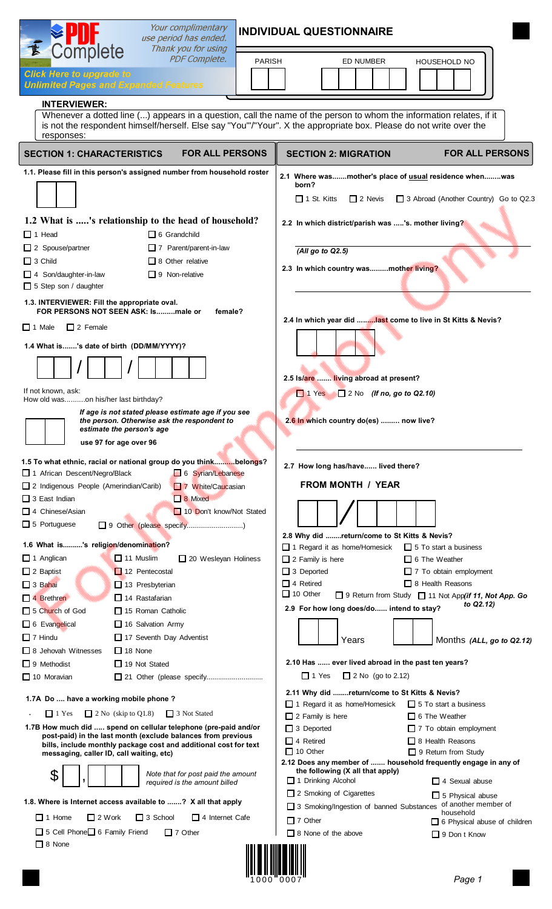# INDIVIDUAL QUESTIONNAIRE

| PARISH | ED NUMBER | HOUSEHOLD NO |
|---|---|---|
| | | |

**INTERVIEWER:**
Whenever a dotted line (...) appears in a question, call the name of the person to whom the information relates, if it is not the respondent himself/herself. Else say "You"/"Your". X the appropriate box. Please do not write over the responses:

## SECTION 1: CHARACTERISTICS — FOR ALL PERSONS

**1.1. Please fill in this person's assigned number from household roster**

**1.2 What is .....'s relationship to the head of household?**

- ☐ 1 Head
- ☐ 2 Spouse/partner
- ☐ 3 Child
- ☐ 4 Son/daughter-in-law
- ☐ 5 Step son / daughter
- ☐ 6 Grandchild
- ☐ 7 Parent/parent-in-law
- ☐ 8 Other relative
- ☐ 9 Non-relative

**1.3. INTERVIEWER: Fill the appropriate oval. FOR PERSONS NOT SEEN ASK: Is.........male or female?**

- ☐ 1 Male
- ☐ 2 Female

**1.4 What is.......'s date of birth (DD/MM/YYYY)?**

__ __ / __ __ / __ __ __ __

If not known, ask:
How old was..........on his/her last birthday?

***If age is not stated please estimate age if you see the person. Otherwise ask the respondent to estimate the person's age***

**use 97 for age over 96**

**1.5 To what ethnic, racial or national group do you think..........belongs?**

- ☐ 1 African Descent/Negro/Black
- ☐ 2 Indigenous People (Amerindian/Carib)
- ☐ 3 East Indian
- ☐ 4 Chinese/Asian
- ☐ 5 Portuguese
- ☐ 6 Syrian/Lebanese
- ☐ 7 White/Caucasian
- ☐ 8 Mixed
- ☐ 9 Other (please specify............................)
- ☐ 10 Don't know/Not Stated

**1.6 What is.........'s religion/denomination?**

- ☐ 1 Anglican
- ☐ 2 Baptist
- ☐ 3 Bahai
- ☐ 4 Brethren
- ☐ 5 Church of God
- ☐ 6 Evangelical
- ☐ 7 Hindu
- ☐ 8 Jehovah Witnesses
- ☐ 9 Methodist
- ☐ 10 Moravian
- ☐ 11 Muslim
- ☐ 12 Pentecostal
- ☐ 13 Presbyterian
- ☐ 14 Rastafarian
- ☐ 15 Roman Catholic
- ☐ 16 Salvation Army
- ☐ 17 Seventh Day Adventist
- ☐ 18 None
- ☐ 19 Not Stated
- ☐ 20 Wesleyan Holiness
- ☐ 21 Other (please specify............................

**1.7A Do .... have a working mobile phone ?**

- ☐ 1 Yes
- ☐ 2 No (skip to Q1.8)
- ☐ 3 Not Stated

**1.7B How much did ..... spend on cellular telephone (pre-paid and/or post-paid) in the last month (exclude balances from previous bills, include monthly package cost and additional cost for text messaging, caller ID, call waiting, etc)**

$ __ , __ __ __

*Note that for post paid the amount required is the amount billed*

**1.8. Where is Internet access available to .......? X all that apply**

- ☐ 1 Home
- ☐ 2 Work
- ☐ 3 School
- ☐ 4 Internet Cafe
- ☐ 5 Cell Phone
- ☐ 6 Family Friend
- ☐ 7 Other
- ☐ 8 None

## SECTION 2: MIGRATION — FOR ALL PERSONS

**2.1 Where was.......mother's place of usual residence when........was born?**

- ☐ 1 St. Kitts
- ☐ 2 Nevis
- ☐ 3 Abroad (Another Country) Go to Q2.3

**2.2 In which district/parish was .....'s. mother living?**

________________________

***(All go to Q2.5)***

**2.3 In which country was.........mother living?**

________________________

**2.4 In which year did .........last come to live in St Kitts & Nevis?**

__ __ __ __

**2.5 Is/are ....... living abroad at present?**

- ☐ 1 Yes
- ☐ 2 No ***(If no, go to Q2.10)***

**2.6 In which country do(es) ......... now live?**

________________________

**2.7 How long has/have...... lived there?**

**FROM MONTH / YEAR**

__ __ / __ __ __ __

**2.8 Why did ........return/come to St Kitts & Nevis?**

- ☐ 1 Regard it as home/Homesick
- ☐ 2 Family is here
- ☐ 3 Deported
- ☐ 4 Retired
- ☐ 5 To start a business
- ☐ 6 The Weather
- ☐ 7 To obtain employment
- ☐ 8 Health Reasons
- ☐ 9 Return from Study
- ☐ 10 Other
- ☐ 11 Not App ***(if 11, Not App. Go to Q2.12)***

**2.9 For how long does/do...... intend to stay?**

__ __ Years __ __ Months ***(ALL, go to Q2.12)***

**2.10 Has ...... ever lived abroad in the past ten years?**

- ☐ 1 Yes
- ☐ 2 No (go to 2.12)

**2.11 Why did ........return/come to St Kitts & Nevis?**

- ☐ 1 Regard it as home/Homesick
- ☐ 2 Family is here
- ☐ 3 Deported
- ☐ 4 Retired
- ☐ 5 To start a business
- ☐ 6 The Weather
- ☐ 7 To obtain employment
- ☐ 8 Health Reasons
- ☐ 9 Return from Study
- ☐ 10 Other

**2.12 Does any member of ....... household frequently engage in any of the following (X all that apply)**

- ☐ 1 Drinking Alcohol
- ☐ 2 Smoking of Cigarettes
- ☐ 3 Smoking/Ingestion of banned Substances
- ☐ 4 Sexual abuse
- ☐ 5 Physical abuse of another member of household
- ☐ 6 Physical abuse of children
- ☐ 7 Other
- ☐ 8 None of the above
- ☐ 9 Don t Know

1000 0007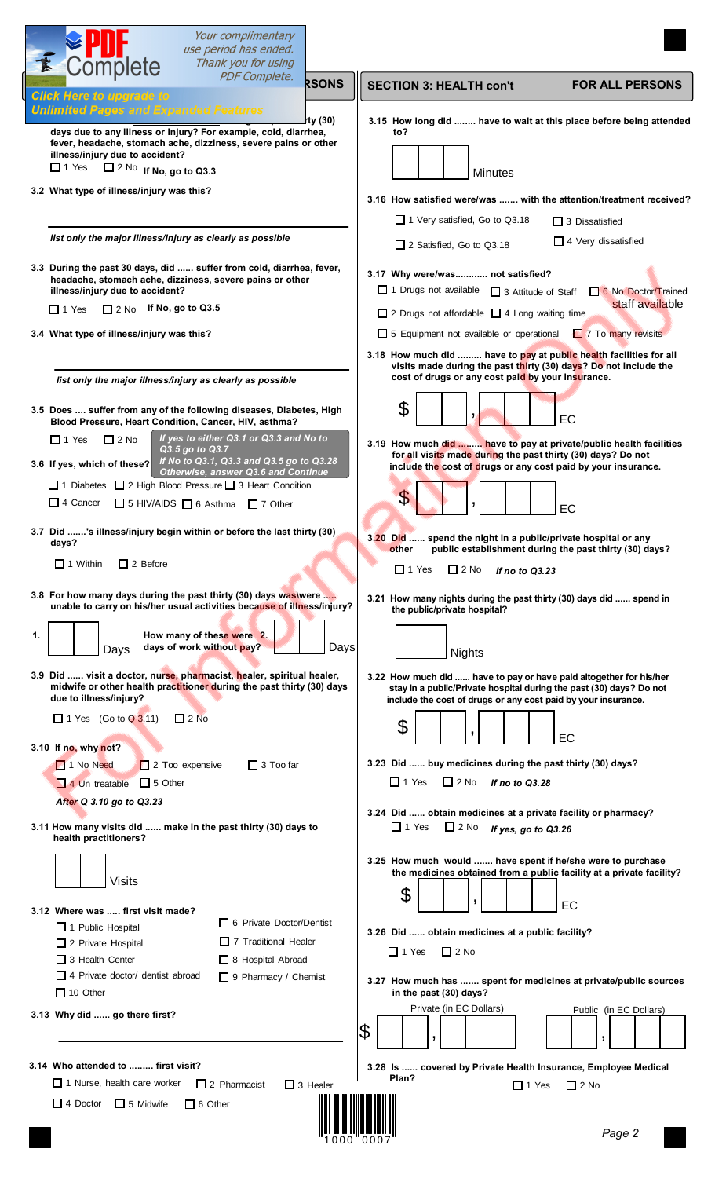## SECTION 3: HEALTH — FOR ALL PERSONS

**...ty (30) days due to any illness or injury? For example, cold, diarrhea, fever, headache, stomach ache, dizziness, severe pains or other illness/injury due to accident?**

☐ 1 Yes ☐ 2 No **If No, go to Q3.3**

**3.2 What type of illness/injury was this?**

*list only the major illness/injury as clearly as possible*

**3.3 During the past 30 days, did ...... suffer from cold, diarrhea, fever, headache, stomach ache, dizziness, severe pains or other illness/injury due to accident?**

☐ 1 Yes ☐ 2 No **If No, go to Q3.5**

**3.4 What type of illness/injury was this?**

*list only the major illness/injury as clearly as possible*

**3.5 Does .... suffer from any of the following diseases, Diabetes, High Blood Pressure, Heart Condition, Cancer, HIV, asthma?**

☐ 1 Yes ☐ 2 No *If yes to either Q3.1 or Q3.3 and No to Q3.5 go to Q3.7*

**3.6 If yes, which of these?** *if No to Q3.1, Q3.3 and Q3.5 go to Q3.28 Otherwise, answer Q3.6 and Continue*

☐ 1 Diabetes ☐ 2 High Blood Pressure ☐ 3 Heart Condition
☐ 4 Cancer ☐ 5 HIV/AIDS ☐ 6 Asthma ☐ 7 Other

**3.7 Did .......'s illness/injury begin within or before the last thirty (30) days?**

☐ 1 Within ☐ 2 Before

**3.8 For how many days during the past thirty (30) days was\were ..... unable to carry on his/her usual activities because of illness/injury?**

1. ☐☐ Days — How many of these were 2. days of work without pay? ☐☐ Days

**3.9 Did ...... visit a doctor, nurse, pharmacist, healer, spiritual healer, midwife or other health practitioner during the past thirty (30) days due to illness/injury?**

☐ 1 Yes (Go to Q 3.11) ☐ 2 No

**3.10 If no, why not?**

☐ 1 No Need ☐ 2 Too expensive ☐ 3 Too far
☐ 4 Un treatable ☐ 5 Other

*After Q 3.10 go to Q3.23*

**3.11 How many visits did ...... make in the past thirty (30) days to health practitioners?**

☐☐ Visits

**3.12 Where was ..... first visit made?**

☐ 1 Public Hospital ☐ 6 Private Doctor/Dentist
☐ 2 Private Hospital ☐ 7 Traditional Healer
☐ 3 Health Center ☐ 8 Hospital Abroad
☐ 4 Private doctor/ dentist abroad ☐ 9 Pharmacy / Chemist
☐ 10 Other

**3.13 Why did ...... go there first?**

**3.14 Who attended to ......... first visit?**

☐ 1 Nurse, health care worker ☐ 2 Pharmacist ☐ 3 Healer
☐ 4 Doctor ☐ 5 Midwife ☐ 6 Other

## SECTION 3: HEALTH con't — FOR ALL PERSONS

**3.15 How long did ........ have to wait at this place before being attended to?**

☐☐☐ Minutes

**3.16 How satisfied were/was ....... with the attention/treatment received?**

☐ 1 Very satisfied, Go to Q3.18 ☐ 3 Dissatisfied
☐ 2 Satisfied, Go to Q3.18 ☐ 4 Very dissatisfied

**3.17 Why were/was............ not satisfied?**

☐ 1 Drugs not available ☐ 3 Attitude of Staff ☐ 6 No Doctor/Trained staff available
☐ 2 Drugs not affordable ☐ 4 Long waiting time
☐ 5 Equipment not available or operational ☐ 7 To many revisits

**3.18 How much did ......... have to pay at public health facilities for all visits made during the past thirty (30) days? Do not include the cost of drugs or any cost paid by your insurance.**

$ ☐☐☐ , ☐☐☐ EC

**3.19 How much did ......... have to pay at private/public health facilities for all visits made during the past thirty (30) days? Do not include the cost of drugs or any cost paid by your insurance.**

$ ☐☐☐ , ☐☐☐ EC

**3.20 Did ...... spend the night in a public/private hospital or any other public establishment during the past thirty (30) days?**

☐ 1 Yes ☐ 2 No *If no to Q3.23*

**3.21 How many nights during the past thirty (30) days did ...... spend in the public/private hospital?**

☐☐ Nights

**3.22 How much did ...... have to pay or have paid altogether for his/her stay in a public/Private hospital during the past (30) days? Do not include the cost of drugs or any cost paid by your insurance.**

$ ☐☐☐ , ☐☐☐ EC

**3.23 Did ...... buy medicines during the past thirty (30) days?**

☐ 1 Yes ☐ 2 No *If no to Q3.28*

**3.24 Did ...... obtain medicines at a private facility or pharmacy?**

☐ 1 Yes ☐ 2 No *If yes, go to Q3.26*

**3.25 How much would ....... have spent if he/she were to purchase the medicines obtained from a public facility at a private facility?**

$ ☐☐☐ , ☐☐☐ EC

**3.26 Did ...... obtain medicines at a public facility?**

☐ 1 Yes ☐ 2 No

**3.27 How much has ....... spent for medicines at private/public sources in the past (30) days?**

Private (in EC Dollars): $ ☐☐☐ , ☐☐☐ — Public (in EC Dollars): ☐☐☐ , ☐☐☐

**3.28 Is ...... covered by Private Health Insurance, Employee Medical Plan?**

☐ 1 Yes ☐ 2 No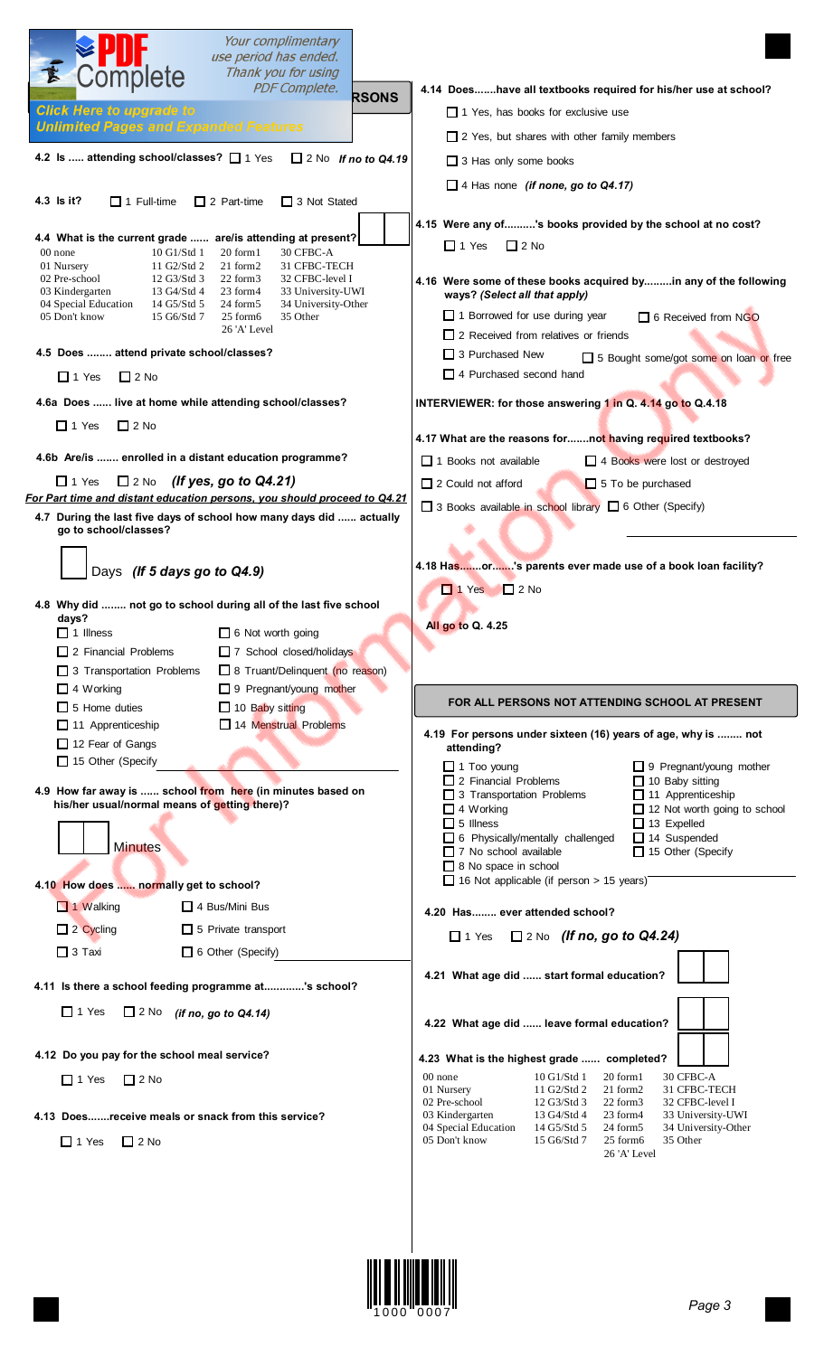4.2 Is ..... attending school/classes? ☐ 1 Yes ☐ 2 No *If no to Q4.19*

4.3 Is it? ☐ 1 Full-time ☐ 2 Part-time ☐ 3 Not Stated

4.4 What is the current grade ...... are/is attending at present?

| | | | |
|---|---|---|---|
| 00 none | 10 G1/Std 1 | 20 form1 | 30 CFBC-A |
| 01 Nursery | 11 G2/Std 2 | 21 form2 | 31 CFBC-TECH |
| 02 Pre-school | 12 G3/Std 3 | 22 form3 | 32 CFBC-level I |
| 03 Kindergarten | 13 G4/Std 4 | 23 form4 | 33 University-UWI |
| 04 Special Education | 14 G5/Std 5 | 24 form5 | 34 University-Other |
| 05 Don't know | 15 G6/Std 7 | 25 form6 | 35 Other |
| | | 26 'A' Level | |

4.5 Does ........ attend private school/classes?

☐ 1 Yes ☐ 2 No

4.6a Does ...... live at home while attending school/classes?

☐ 1 Yes ☐ 2 No

4.6b Are/is ....... enrolled in a distant education programme?

☐ 1 Yes ☐ 2 No *(If yes, go to Q4.21)*

*For Part time and distant education persons, you should proceed to Q4.21*

4.7 During the last five days of school how many days did ...... actually go to school/classes?

Days *(If 5 days go to Q4.9)*

4.8 Why did ........ not go to school during all of the last five school days?

- ☐ 1 Illness
- ☐ 2 Financial Problems
- ☐ 3 Transportation Problems
- ☐ 4 Working
- ☐ 5 Home duties
- ☐ 6 Not worth going
- ☐ 7 School closed/holidays
- ☐ 8 Truant/Delinquent (no reason)
- ☐ 9 Pregnant/young mother
- ☐ 10 Baby sitting
- ☐ 11 Apprenticeship
- ☐ 12 Fear of Gangs
- ☐ 14 Menstrual Problems
- ☐ 15 Other (Specify

4.9 How far away is ...... school from here (in minutes based on his/her usual/normal means of getting there)?

Minutes

4.10 How does ...... normally get to school?

- ☐ 1 Walking
- ☐ 2 Cycling
- ☐ 3 Taxi
- ☐ 4 Bus/Mini Bus
- ☐ 5 Private transport
- ☐ 6 Other (Specify)

4.11 Is there a school feeding programme at.............'s school?

☐ 1 Yes ☐ 2 No *(if no, go to Q4.14)*

4.12 Do you pay for the school meal service?

☐ 1 Yes ☐ 2 No

4.13 Does.......receive meals or snack from this service?

☐ 1 Yes ☐ 2 No

4.14 Does.......have all textbooks required for his/her use at school?

- ☐ 1 Yes, has books for exclusive use
- ☐ 2 Yes, but shares with other family members
- ☐ 3 Has only some books
- ☐ 4 Has none *(if none, go to Q4.17)*

4.15 Were any of..........'s books provided by the school at no cost?

☐ 1 Yes ☐ 2 No

4.16 Were some of these books acquired by.........in any of the following ways? *(Select all that apply)*

- ☐ 1 Borrowed for use during year
- ☐ 2 Received from relatives or friends
- ☐ 3 Purchased New
- ☐ 4 Purchased second hand
- ☐ 5 Bought some/got some on loan or free
- ☐ 6 Received from NGO

INTERVIEWER: for those answering 1 in Q. 4.14 go to Q.4.18

4.17 What are the reasons for.......not having required textbooks?

- ☐ 1 Books not available
- ☐ 2 Could not afford
- ☐ 3 Books available in school library
- ☐ 4 Books were lost or destroyed
- ☐ 5 To be purchased
- ☐ 6 Other (Specify)

4.18 Has.......or.......'s parents ever made use of a book loan facility?

☐ 1 Yes ☐ 2 No

All go to Q. 4.25

## FOR ALL PERSONS NOT ATTENDING SCHOOL AT PRESENT

4.19 For persons under sixteen (16) years of age, why is ........ not attending?

- ☐ 1 Too young
- ☐ 2 Financial Problems
- ☐ 3 Transportation Problems
- ☐ 4 Working
- ☐ 5 Illness
- ☐ 6 Physically/mentally challenged
- ☐ 7 No school available
- ☐ 8 No space in school
- ☐ 9 Pregnant/young mother
- ☐ 10 Baby sitting
- ☐ 11 Apprenticeship
- ☐ 12 Not worth going to school
- ☐ 13 Expelled
- ☐ 14 Suspended
- ☐ 15 Other (Specify
- ☐ 16 Not applicable (if person > 15 years)

4.20 Has........ ever attended school?

☐ 1 Yes ☐ 2 No *(If no, go to Q4.24)*

4.21 What age did ...... start formal education?

4.22 What age did ...... leave formal education?

4.23 What is the highest grade ...... completed?

| | | | |
|---|---|---|---|
| 00 none | 10 G1/Std 1 | 20 form1 | 30 CFBC-A |
| 01 Nursery | 11 G2/Std 2 | 21 form2 | 31 CFBC-TECH |
| 02 Pre-school | 12 G3/Std 3 | 22 form3 | 32 CFBC-level I |
| 03 Kindergarten | 13 G4/Std 4 | 23 form4 | 33 University-UWI |
| 04 Special Education | 14 G5/Std 5 | 24 form5 | 34 University-Other |
| 05 Don't know | 15 G6/Std 7 | 25 form6 | 35 Other |
| | | 26 'A' Level | |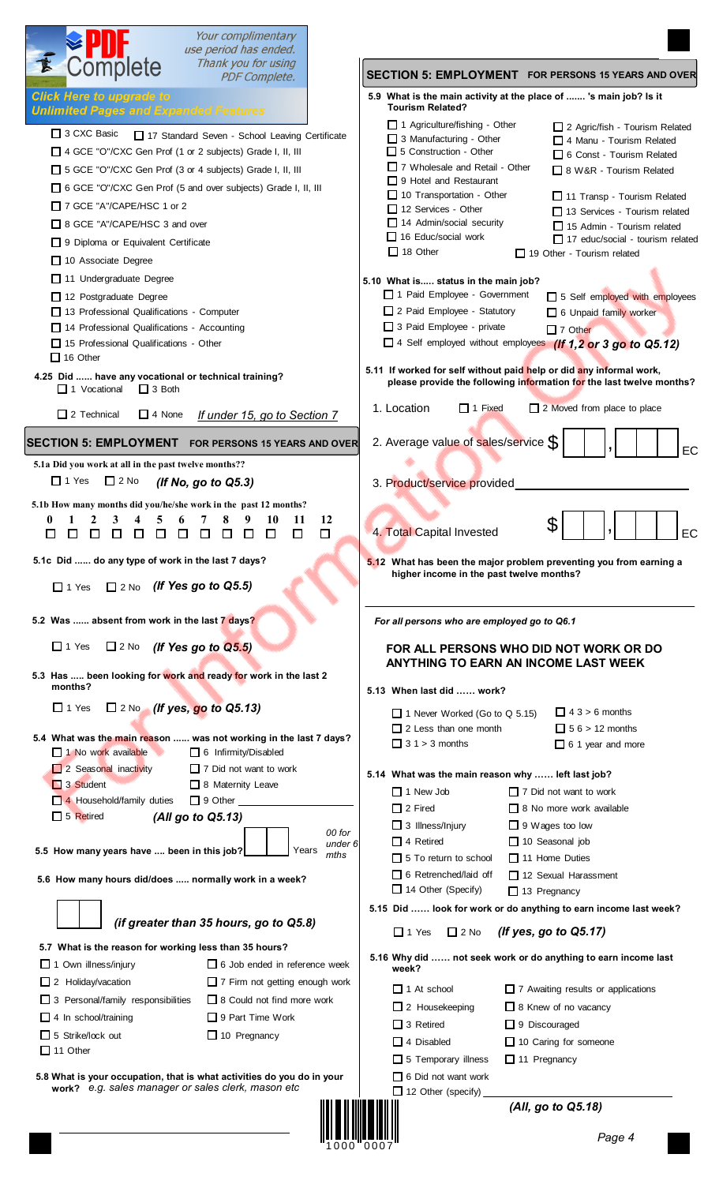- 3 CXC Basic
- 17 Standard Seven - School Leaving Certificate
- 4 GCE "O"/CXC Gen Prof (1 or 2 subjects) Grade I, II, III
- 5 GCE "O"/CXC Gen Prof (3 or 4 subjects) Grade I, II, III
- 6 GCE "O"/CXC Gen Prof (5 and over subjects) Grade I, II, III
- 7 GCE "A"/CAPE/HSC 1 or 2
- 8 GCE "A"/CAPE/HSC 3 and over
- 9 Diploma or Equivalent Certificate
- 10 Associate Degree
- 11 Undergraduate Degree
- 12 Postgraduate Degree
- 13 Professional Qualifications - Computer
- 14 Professional Qualifications - Accounting
- 15 Professional Qualifications - Other
- 16 Other

**4.25 Did ...... have any vocational or technical training?**

- 1 Vocational
- 3 Both
- 2 Technical
- 4 None

*If under 15, go to Section 7*

## SECTION 5: EMPLOYMENT FOR PERSONS 15 YEARS AND OVER

**5.1a Did you work at all in the past twelve months??**

- 1 Yes
- 2 No *(If No, go to Q5.3)*

**5.1b How many months did you/he/she work in the past 12 months?**

| 0 | 1 | 2 | 3 | 4 | 5 | 6 | 7 | 8 | 9 | 10 | 11 | 12 |
|---|---|---|---|---|---|---|---|---|---|---|---|---|
| ☐ | ☐ | ☐ | ☐ | ☐ | ☐ | ☐ | ☐ | ☐ | ☐ | ☐ | ☐ | ☐ |

**5.1c Did ...... do any type of work in the last 7 days?**

- 1 Yes
- 2 No *(If Yes go to Q5.5)*

**5.2 Was ...... absent from work in the last 7 days?**

- 1 Yes
- 2 No *(If Yes go to Q5.5)*

**5.3 Has ..... been looking for work and ready for work in the last 2 months?**

- 1 Yes
- 2 No *(If yes, go to Q5.13)*

**5.4 What was the main reason ...... was not working in the last 7 days?**

- 1 No work available
- 2 Seasonal inactivity
- 3 Student
- 4 Household/family duties
- 5 Retired
- 6 Infirmity/Disabled
- 7 Did not want to work
- 8 Maternity Leave
- 9 Other ______

*(All go to Q5.13)*

**5.5 How many years have .... been in this job?** [ ][ ] Years — 00 for under 6 mths

**5.6 How many hours did/does ..... normally work in a week?**

[ ][ ] *(if greater than 35 hours, go to Q5.8)*

**5.7 What is the reason for working less than 35 hours?**

- 1 Own illness/injury
- 2 Holiday/vacation
- 3 Personal/family responsibilities
- 4 In school/training
- 5 Strike/lock out
- 6 Job ended in reference week
- 7 Firm not getting enough work
- 8 Could not find more work
- 9 Part Time Work
- 10 Pregnancy
- 11 Other

**5.8 What is your occupation, that is what activities do you do in your work?** *e.g. sales manager or sales clerk, mason etc*

______

## SECTION 5: EMPLOYMENT FOR PERSONS 15 YEARS AND OVER

**5.9 What is the main activity at the place of ....... 's main job? Is it Tourism Related?**

- 1 Agriculture/fishing - Other
- 2 Agric/fish - Tourism Related
- 3 Manufacturing - Other
- 4 Manu - Tourism Related
- 5 Construction - Other
- 6 Const - Tourism Related
- 7 Wholesale and Retail - Other
- 8 W&R - Tourism Related
- 9 Hotel and Restaurant
- 10 Transportation - Other
- 11 Transp - Tourism Related
- 12 Services - Other
- 13 Services - Tourism related
- 14 Admin/social security
- 15 Admin - Tourism related
- 16 Educ/social work
- 17 educ/social - tourism related
- 18 Other
- 19 Other - Tourism related

**5.10 What is..... status in the main job?**

- 1 Paid Employee - Government
- 2 Paid Employee - Statutory
- 3 Paid Employee - private
- 4 Self employed without employees
- 5 Self employed with employees
- 6 Unpaid family worker
- 7 Other

*(If 1,2 or 3 go to Q5.12)*

**5.11 If worked for self without paid help or did any informal work, please provide the following information for the last twelve months?**

1. Location — 1 Fixed — 2 Moved from place to place
2. Average value of sales/service $ [ ][ ][ ] , [ ][ ][ ] EC
3. Product/service provided ______
4. Total Capital Invested $ [ ][ ][ ] , [ ][ ][ ] EC

**5.12 What has been the major problem preventing you from earning a higher income in the past twelve months?**

______

*For all persons who are employed go to Q6.1*

### FOR ALL PERSONS WHO DID NOT WORK OR DO ANYTHING TO EARN AN INCOME LAST WEEK

**5.13 When last did ...... work?**

- 1 Never Worked (Go to Q 5.15)
- 2 Less than one month
- 3 1 > 3 months
- 4 3 > 6 months
- 5 6 > 12 months
- 6 1 year and more

**5.14 What was the main reason why ...... left last job?**

- 1 New Job
- 2 Fired
- 3 Illness/Injury
- 4 Retired
- 5 To return to school
- 6 Retrenched/laid off
- 7 Did not want to work
- 8 No more work available
- 9 Wages too low
- 10 Seasonal job
- 11 Home Duties
- 12 Sexual Harassment
- 13 Pregnancy
- 14 Other (Specify)

**5.15 Did ...... look for work or do anything to earn income last week?**

- 1 Yes
- 2 No *(If yes, go to Q5.17)*

**5.16 Why did ...... not seek work or do anything to earn income last week?**

- 1 At school
- 2 Housekeeping
- 3 Retired
- 4 Disabled
- 5 Temporary illness
- 6 Did not want work
- 7 Awaiting results or applications
- 8 Knew of no vacancy
- 9 Discouraged
- 10 Caring for someone
- 11 Pregnancy
- 12 Other (specify) ______

*(All, go to Q5.18)*

1000 0007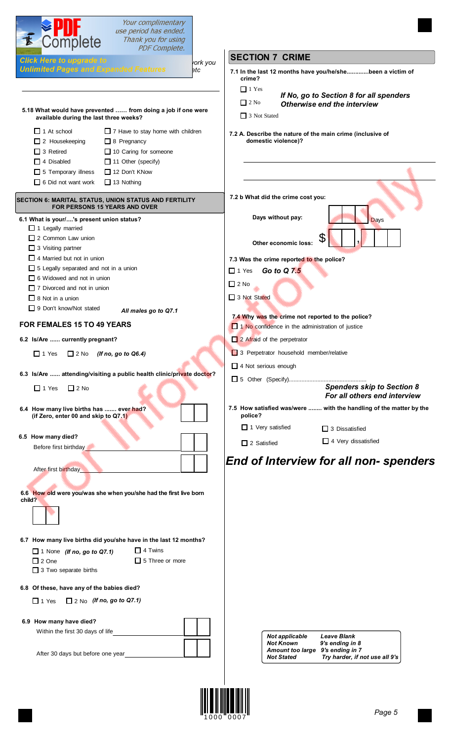5.18 What would have prevented …… from doing a job if one were available during the last three weeks?

- ☐ 1 At school
- ☐ 2 Housekeeping
- ☐ 3 Retired
- ☐ 4 Disabled
- ☐ 5 Temporary illness
- ☐ 6 Did not want work
- ☐ 7 Have to stay home with children
- ☐ 8 Pregnancy
- ☐ 10 Caring for someone
- ☐ 11 Other (specify)
- ☐ 12 Don't KNow
- ☐ 13 Nothing

## SECTION 6: MARITAL STATUS, UNION STATUS AND FERTILITY FOR PERSONS 15 YEARS AND OVER

**6.1 What is your/....'s present union status?**

- ☐ 1 Legally married
- ☐ 2 Common Law union
- ☐ 3 Visiting partner
- ☐ 4 Married but not in union
- ☐ 5 Legally separated and not in a union
- ☐ 6 Widowed and not in union
- ☐ 7 Divorced and not in union
- ☐ 8 Not in a union
- ☐ 9 Don't know/Not stated

*All males go to Q7.1*

### FOR FEMALES 15 TO 49 YEARS

**6.2 Is/Are ...... currently pregnant?**

☐ 1 Yes ☐ 2 No *(If no, go to Q6.4)*

**6.3 Is/Are ...... attending/visiting a public health clinic/private doctor?**

☐ 1 Yes ☐ 2 No

**6.4 How many live births has ....... ever had? (if Zero, enter 00 and skip to Q7.1)** ☐☐

**6.5 How many died?**

Before first birthday ☐☐

After first birthday ☐☐

**6.6 How old were you/was she when you/she had the first live born child?** ☐☐

**6.7 How many live births did you/she have in the last 12 months?**

- ☐ 1 None *(If no, go to Q7.1)*
- ☐ 2 One
- ☐ 3 Two separate births
- ☐ 4 Twins
- ☐ 5 Three or more

**6.8 Of these, have any of the babies died?**

☐ 1 Yes ☐ 2 No *(If no, go to Q7.1)*

**6.9 How many have died?**

Within the first 30 days of life ☐☐

After 30 days but before one year ☐☐

## SECTION 7 CRIME

**7.1 In the last 12 months have you/he/she.............been a victim of crime?**

- ☐ 1 Yes
- ☐ 2 No
- ☐ 3 Not Stated

***If No, go to Section 8 for all spenders Otherwise end the interview***

**7.2 A. Describe the nature of the main crime (inclusive of domestic violence)?**

_______________________________________________

_______________________________________________

**7.2 b What did the crime cost you:**

**Days without pay:** ☐☐ Days

**Other economic loss:** $ ☐☐,☐☐☐

**7.3 Was the crime reported to the police?**

- ☐ 1 Yes *Go to Q 7.5*
- ☐ 2 No
- ☐ 3 Not Stated

**7.4 Why was the crime not reported to the police?**

- ☐ 1 No confidence in the administration of justice
- ☐ 2 Afraid of the perpetrator
- ☐ 3 Perpetrator household member/relative
- ☐ 4 Not serious enough
- ☐ 5 Other (Specify)................................................

***Spenders skip to Section 8 For all others end interview***

**7.5 How satisfied was/were ........ with the handling of the matter by the police?**

- ☐ 1 Very satisfied
- ☐ 2 Satisfied
- ☐ 3 Dissatisfied
- ☐ 4 Very dissatisfied

## *End of Interview for all non- spenders*

| | |
|---|---|
| ***Not applicable*** | ***Leave Blank*** |
| ***Not Known*** | ***9's ending in 8*** |
| ***Amount too large*** | ***9's ending in 7*** |
| ***Not Stated*** | ***Try harder, if not use all 9's*** |

1000 0007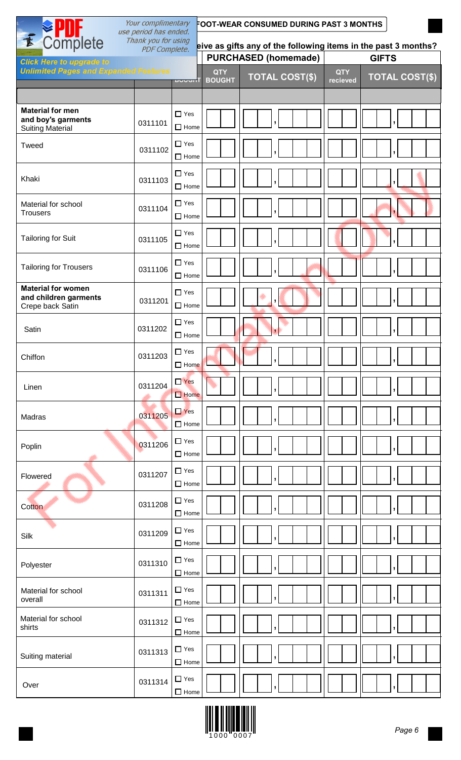**FOOT-WEAR CONSUMED DURING PAST 3 MONTHS**

...eive as gifts any of the following items in the past 3 months?

| | | BOUGHT | PURCHASED (homemade) | | GIFTS | |
|---|---|---|---|---|---|---|
| | | | QTY BOUGHT | TOTAL COST($) | QTY recieved | TOTAL COST($) |
| **Material for men and boy's garments** Suiting Material | 0311101 | ☐ Yes ☐ Home | | , | | , |
| Tweed | 0311102 | ☐ Yes ☐ Home | | , | | , |
| Khaki | 0311103 | ☐ Yes ☐ Home | | , | | , |
| Material for school Trousers | 0311104 | ☐ Yes ☐ Home | | , | | , |
| Tailoring for Suit | 0311105 | ☐ Yes ☐ Home | | , | | , |
| Tailoring for Trousers | 0311106 | ☐ Yes ☐ Home | | , | | , |
| **Material for women and children garments** Crepe back Satin | 0311201 | ☐ Yes ☐ Home | | , | | , |
| Satin | 0311202 | ☐ Yes ☐ Home | | , | | , |
| Chiffon | 0311203 | ☐ Yes ☐ Home | | , | | , |
| Linen | 0311204 | ☐ Yes ☐ Home | | , | | , |
| Madras | 0311205 | ☐ Yes ☐ Home | | , | | , |
| Poplin | 0311206 | ☐ Yes ☐ Home | | , | | , |
| Flowered | 0311207 | ☐ Yes ☐ Home | | , | | , |
| Cotton | 0311208 | ☐ Yes ☐ Home | | , | | , |
| Silk | 0311209 | ☐ Yes ☐ Home | | , | | , |
| Polyester | 0311310 | ☐ Yes ☐ Home | | , | | , |
| Material for school overall | 0311311 | ☐ Yes ☐ Home | | , | | , |
| Material for school shirts | 0311312 | ☐ Yes ☐ Home | | , | | , |
| Suiting material | 0311313 | ☐ Yes ☐ Home | | , | | , |
| Over | 0311314 | ☐ Yes ☐ Home | | , | | , |

1000 0007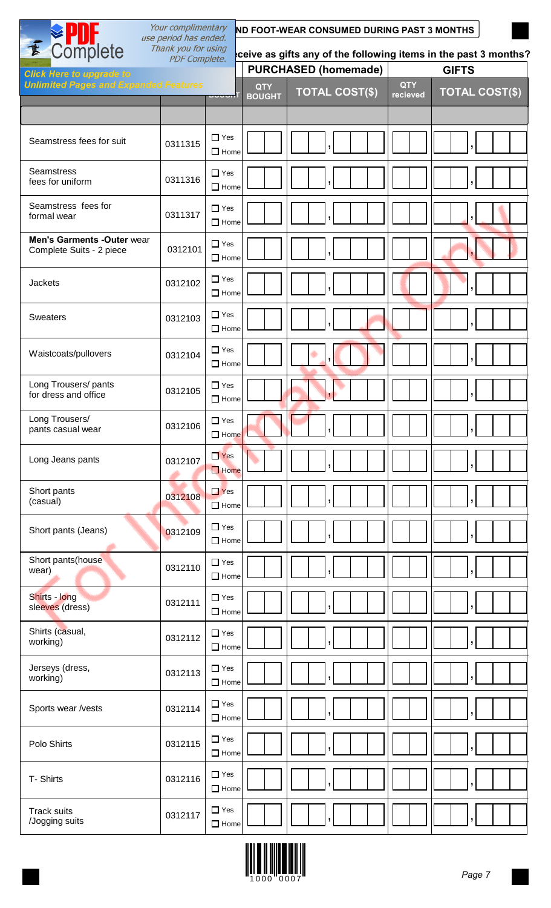ND FOOT-WEAR CONSUMED DURING PAST 3 MONTHS

ceive as gifts any of the following items in the past 3 months?

| | | | PURCHASED (homemade) | | GIFTS | |
|---|---|---|---|---|---|---|
| | | | QTY BOUGHT | TOTAL COST($) | QTY recieved | TOTAL COST($) |
| Seamstress fees for suit | 0311315 | ☐ Yes ☐ Home | | , | | , |
| Seamstress fees for uniform | 0311316 | ☐ Yes ☐ Home | | , | | , |
| Seamstress fees for formal wear | 0311317 | ☐ Yes ☐ Home | | , | | , |
| **Men's Garments -Outer wear** Complete Suits - 2 piece | 0312101 | ☐ Yes ☐ Home | | , | | , |
| Jackets | 0312102 | ☐ Yes ☐ Home | | , | | , |
| Sweaters | 0312103 | ☐ Yes ☐ Home | | , | | , |
| Waistcoats/pullovers | 0312104 | ☐ Yes ☐ Home | | , | | , |
| Long Trousers/ pants for dress and office | 0312105 | ☐ Yes ☐ Home | | , | | , |
| Long Trousers/ pants casual wear | 0312106 | ☐ Yes ☐ Home | | , | | , |
| Long Jeans pants | 0312107 | ☐ Yes ☐ Home | | , | | , |
| Short pants (casual) | 0312108 | ☐ Yes ☐ Home | | , | | , |
| Short pants (Jeans) | 0312109 | ☐ Yes ☐ Home | | , | | , |
| Short pants(house wear) | 0312110 | ☐ Yes ☐ Home | | , | | , |
| Shirts - long sleeves (dress) | 0312111 | ☐ Yes ☐ Home | | , | | , |
| Shirts (casual, working) | 0312112 | ☐ Yes ☐ Home | | , | | , |
| Jerseys (dress, working) | 0312113 | ☐ Yes ☐ Home | | , | | , |
| Sports wear /vests | 0312114 | ☐ Yes ☐ Home | | , | | , |
| Polo Shirts | 0312115 | ☐ Yes ☐ Home | | , | | , |
| T- Shirts | 0312116 | ☐ Yes ☐ Home | | , | | , |
| Track suits /Jogging suits | 0312117 | ☐ Yes ☐ Home | | , | | , |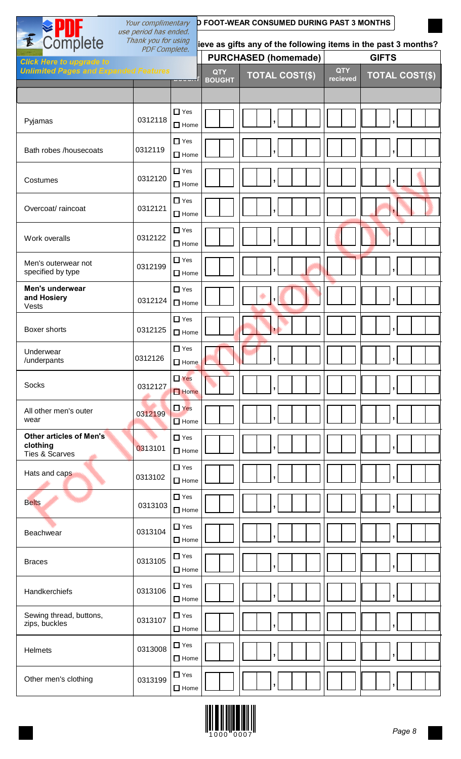Your complimentary use period has ended. Thank you for using PDF Complete.

Click Here to upgrade to Unlimited Pages and Expanded Features

## D FOOT-WEAR CONSUMED DURING PAST 3 MONTHS

**ieve as gifts any of the following items in the past 3 months?**

| | | | PURCHASED (homemade) | | GIFTS | |
|---|---|---|---|---|---|---|
| | | | QTY BOUGHT | TOTAL COST($) | QTY recieved | TOTAL COST($) |
| | | | | | | |
| Pyjamas | 0312118 | ☐ Yes ☐ Home | | , | | , |
| Bath robes /housecoats | 0312119 | ☐ Yes ☐ Home | | , | | , |
| Costumes | 0312120 | ☐ Yes ☐ Home | | , | | , |
| Overcoat/ raincoat | 0312121 | ☐ Yes ☐ Home | | , | | , |
| Work overalls | 0312122 | ☐ Yes ☐ Home | | , | | , |
| Men's outerwear not specified by type | 0312199 | ☐ Yes ☐ Home | | , | | , |
| **Men's underwear and Hosiery** Vests | 0312124 | ☐ Yes ☐ Home | | , | | , |
| Boxer shorts | 0312125 | ☐ Yes ☐ Home | | , | | , |
| Underwear /underpants | 0312126 | ☐ Yes ☐ Home | | , | | , |
| Socks | 0312127 | ☐ Yes ☐ Home | | , | | , |
| All other men's outer wear | 0312199 | ☐ Yes ☐ Home | | , | | , |
| **Other articles of Men's clothing** Ties & Scarves | 0313101 | ☐ Yes ☐ Home | | , | | , |
| Hats and caps | 0313102 | ☐ Yes ☐ Home | | , | | , |
| Belts | 0313103 | ☐ Yes ☐ Home | | , | | , |
| Beachwear | 0313104 | ☐ Yes ☐ Home | | , | | , |
| Braces | 0313105 | ☐ Yes ☐ Home | | , | | , |
| Handkerchiefs | 0313106 | ☐ Yes ☐ Home | | , | | , |
| Sewing thread, buttons, zips, buckles | 0313107 | ☐ Yes ☐ Home | | , | | , |
| Helmets | 0313008 | ☐ Yes ☐ Home | | , | | , |
| Other men's clothing | 0313199 | ☐ Yes ☐ Home | | , | | , |

1000 0007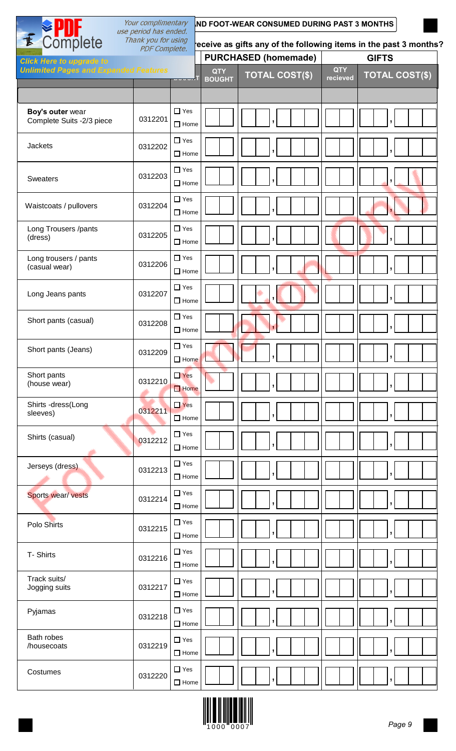**...ND FOOT-WEAR CONSUMED DURING PAST 3 MONTHS**

**...receive as gifts any of the following items in the past 3 months?**

| | | ...T | PURCHASED (homemade) | | GIFTS | |
|---|---|---|---|---|---|---|
| | | | QTY BOUGHT | TOTAL COST($) | QTY recieved | TOTAL COST($) |
| | | | | | | |
| **Boy's outer** wear Complete Suits -2/3 piece | 0312201 | ☐ Yes ☐ Home | | , | | , |
| Jackets | 0312202 | ☐ Yes ☐ Home | | , | | , |
| Sweaters | 0312203 | ☐ Yes ☐ Home | | , | | , |
| Waistcoats / pullovers | 0312204 | ☐ Yes ☐ Home | | , | | , |
| Long Trousers /pants (dress) | 0312205 | ☐ Yes ☐ Home | | , | | , |
| Long trousers / pants (casual wear) | 0312206 | ☐ Yes ☐ Home | | , | | , |
| Long Jeans pants | 0312207 | ☐ Yes ☐ Home | | , | | , |
| Short pants (casual) | 0312208 | ☐ Yes ☐ Home | | , | | , |
| Short pants (Jeans) | 0312209 | ☐ Yes ☐ Home | | , | | , |
| Short pants (house wear) | 0312210 | ☐ Yes ☐ Home | | , | | , |
| Shirts -dress(Long sleeves) | 0312211 | ☐ Yes ☐ Home | | , | | , |
| Shirts (casual) | 0312212 | ☐ Yes ☐ Home | | , | | , |
| Jerseys (dress) | 0312213 | ☐ Yes ☐ Home | | , | | , |
| Sports wear/ vests | 0312214 | ☐ Yes ☐ Home | | , | | , |
| Polo Shirts | 0312215 | ☐ Yes ☐ Home | | , | | , |
| T- Shirts | 0312216 | ☐ Yes ☐ Home | | , | | , |
| Track suits/ Jogging suits | 0312217 | ☐ Yes ☐ Home | | , | | , |
| Pyjamas | 0312218 | ☐ Yes ☐ Home | | , | | , |
| Bath robes /housecoats | 0312219 | ☐ Yes ☐ Home | | , | | , |
| Costumes | 0312220 | ☐ Yes ☐ Home | | , | | , |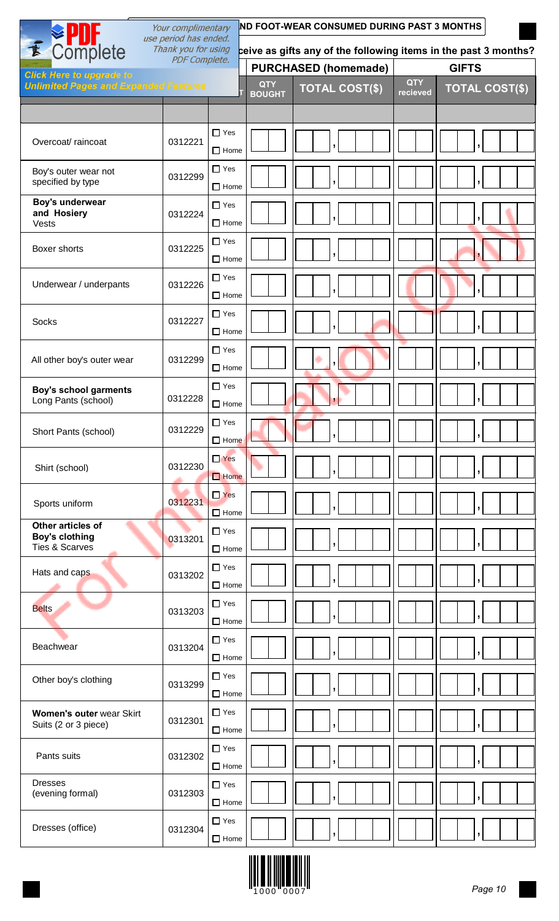ND FOOT-WEAR CONSUMED DURING PAST 3 MONTHS

ceive as gifts any of the following items in the past 3 months?

| | | | PURCHASED (homemade) | | GIFTS | |
|---|---|---|---|---|---|---|
| | | | QTY BOUGHT | TOTAL COST($) | QTY recieved | TOTAL COST($) |
| Overcoat/ raincoat | 0312221 | ☐ Yes ☐ Home | | , | | , |
| Boy's outer wear not specified by type | 0312299 | ☐ Yes ☐ Home | | , | | , |
| **Boy's underwear and Hosiery** Vests | 0312224 | ☐ Yes ☐ Home | | , | | , |
| Boxer shorts | 0312225 | ☐ Yes ☐ Home | | , | | , |
| Underwear / underpants | 0312226 | ☐ Yes ☐ Home | | , | | , |
| Socks | 0312227 | ☐ Yes ☐ Home | | , | | , |
| All other boy's outer wear | 0312299 | ☐ Yes ☐ Home | | , | | , |
| **Boy's school garments** Long Pants (school) | 0312228 | ☐ Yes ☐ Home | | , | | , |
| Short Pants (school) | 0312229 | ☐ Yes ☐ Home | | , | | , |
| Shirt (school) | 0312230 | ☐ Yes ☐ Home | | , | | , |
| Sports uniform | 0312231 | ☐ Yes ☐ Home | | , | | , |
| **Other articles of Boy's clothing** Ties & Scarves | 0313201 | ☐ Yes ☐ Home | | , | | , |
| Hats and caps | 0313202 | ☐ Yes ☐ Home | | , | | , |
| Belts | 0313203 | ☐ Yes ☐ Home | | , | | , |
| Beachwear | 0313204 | ☐ Yes ☐ Home | | , | | , |
| Other boy's clothing | 0313299 | ☐ Yes ☐ Home | | , | | , |
| **Women's outer** wear Skirt Suits (2 or 3 piece) | 0312301 | ☐ Yes ☐ Home | | , | | , |
| Pants suits | 0312302 | ☐ Yes ☐ Home | | , | | , |
| Dresses (evening formal) | 0312303 | ☐ Yes ☐ Home | | , | | , |
| Dresses (office) | 0312304 | ☐ Yes ☐ Home | | , | | , |

1000 0007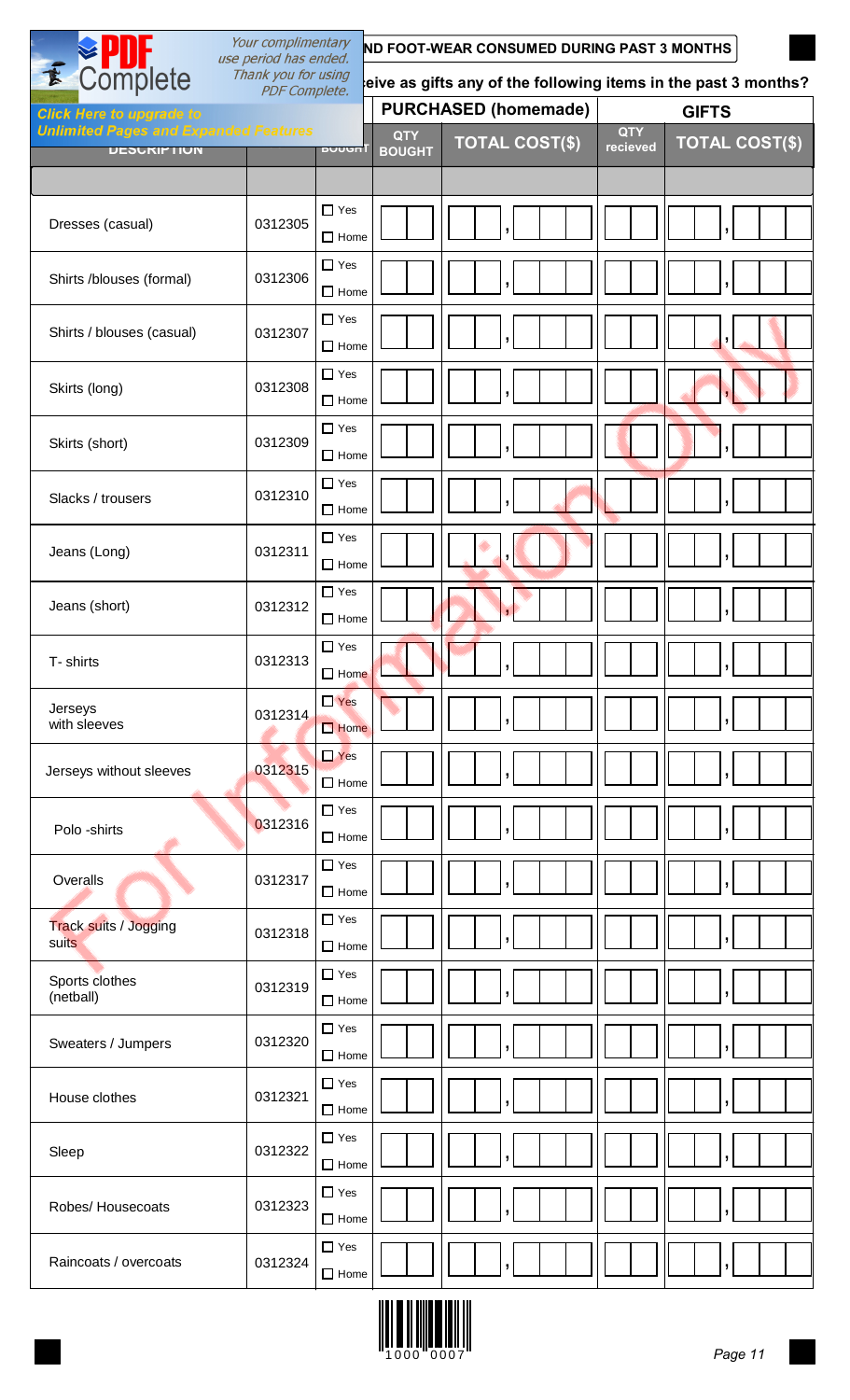**ND FOOT-WEAR CONSUMED DURING PAST 3 MONTHS**

**eive as gifts any of the following items in the past 3 months?**

| DESCRIPTION | | BOUGHT | PURCHASED (homemade) | | GIFTS | |
|---|---|---|---|---|---|---|
| | | | QTY BOUGHT | TOTAL COST($) | QTY recieved | TOTAL COST($) |
| | | | | | | |
| Dresses (casual) | 0312305 | ☐ Yes ☐ Home | | , | | , |
| Shirts /blouses (formal) | 0312306 | ☐ Yes ☐ Home | | , | | , |
| Shirts / blouses (casual) | 0312307 | ☐ Yes ☐ Home | | , | | , |
| Skirts (long) | 0312308 | ☐ Yes ☐ Home | | , | | , |
| Skirts (short) | 0312309 | ☐ Yes ☐ Home | | , | | , |
| Slacks / trousers | 0312310 | ☐ Yes ☐ Home | | , | | , |
| Jeans (Long) | 0312311 | ☐ Yes ☐ Home | | , | | , |
| Jeans (short) | 0312312 | ☐ Yes ☐ Home | | , | | , |
| T- shirts | 0312313 | ☐ Yes ☐ Home | | , | | , |
| Jerseys with sleeves | 0312314 | ☐ Yes ☐ Home | | , | | , |
| Jerseys without sleeves | 0312315 | ☐ Yes ☐ Home | | , | | , |
| Polo -shirts | 0312316 | ☐ Yes ☐ Home | | , | | , |
| Overalls | 0312317 | ☐ Yes ☐ Home | | , | | , |
| Track suits / Jogging suits | 0312318 | ☐ Yes ☐ Home | | , | | , |
| Sports clothes (netball) | 0312319 | ☐ Yes ☐ Home | | , | | , |
| Sweaters / Jumpers | 0312320 | ☐ Yes ☐ Home | | , | | , |
| House clothes | 0312321 | ☐ Yes ☐ Home | | , | | , |
| Sleep | 0312322 | ☐ Yes ☐ Home | | , | | , |
| Robes/ Housecoats | 0312323 | ☐ Yes ☐ Home | | , | | , |
| Raincoats / overcoats | 0312324 | ☐ Yes ☐ Home | | , | | , |

1000 0007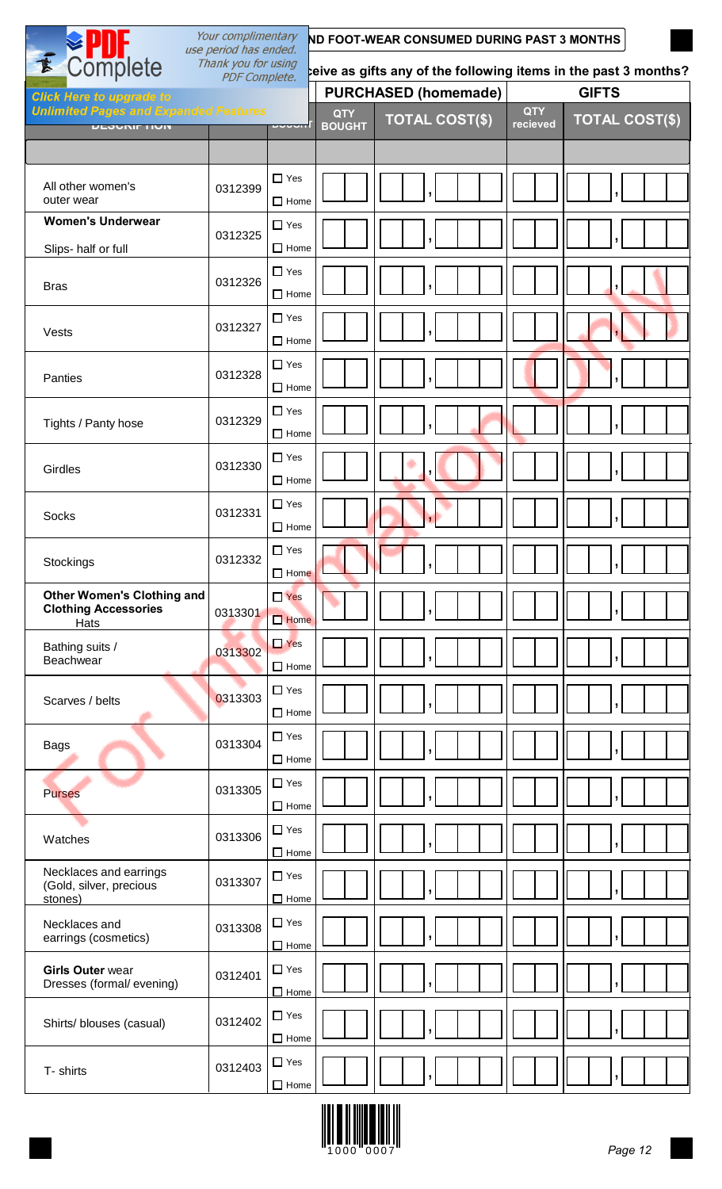ND FOOT-WEAR CONSUMED DURING PAST 3 MONTHS

ceive as gifts any of the following items in the past 3 months?

| DESCRIPTION | | BOUGHT | PURCHASED (homemade) | | GIFTS | |
|---|---|---|---|---|---|---|
| | | | QTY BOUGHT | TOTAL COST($) | QTY recieved | TOTAL COST($) |
| All other women's outer wear | 0312399 | ☐ Yes ☐ Home | | , | | , |
| **Women's Underwear** Slips- half or full | 0312325 | ☐ Yes ☐ Home | | , | | , |
| Bras | 0312326 | ☐ Yes ☐ Home | | , | | , |
| Vests | 0312327 | ☐ Yes ☐ Home | | , | | , |
| Panties | 0312328 | ☐ Yes ☐ Home | | , | | , |
| Tights / Panty hose | 0312329 | ☐ Yes ☐ Home | | , | | , |
| Girdles | 0312330 | ☐ Yes ☐ Home | | , | | , |
| Socks | 0312331 | ☐ Yes ☐ Home | | , | | , |
| Stockings | 0312332 | ☐ Yes ☐ Home | | , | | , |
| **Other Women's Clothing and Clothing Accessories** Hats | 0313301 | ☐ Yes ☐ Home | | , | | , |
| Bathing suits / Beachwear | 0313302 | ☐ Yes ☐ Home | | , | | , |
| Scarves / belts | 0313303 | ☐ Yes ☐ Home | | , | | , |
| Bags | 0313304 | ☐ Yes ☐ Home | | , | | , |
| Purses | 0313305 | ☐ Yes ☐ Home | | , | | , |
| Watches | 0313306 | ☐ Yes ☐ Home | | , | | , |
| Necklaces and earrings (Gold, silver, precious stones) | 0313307 | ☐ Yes ☐ Home | | , | | , |
| Necklaces and earrings (cosmetics) | 0313308 | ☐ Yes ☐ Home | | , | | , |
| **Girls Outer** wear Dresses (formal/ evening) | 0312401 | ☐ Yes ☐ Home | | , | | , |
| Shirts/ blouses (casual) | 0312402 | ☐ Yes ☐ Home | | , | | , |
| T- shirts | 0312403 | ☐ Yes ☐ Home | | , | | , |

1000 0007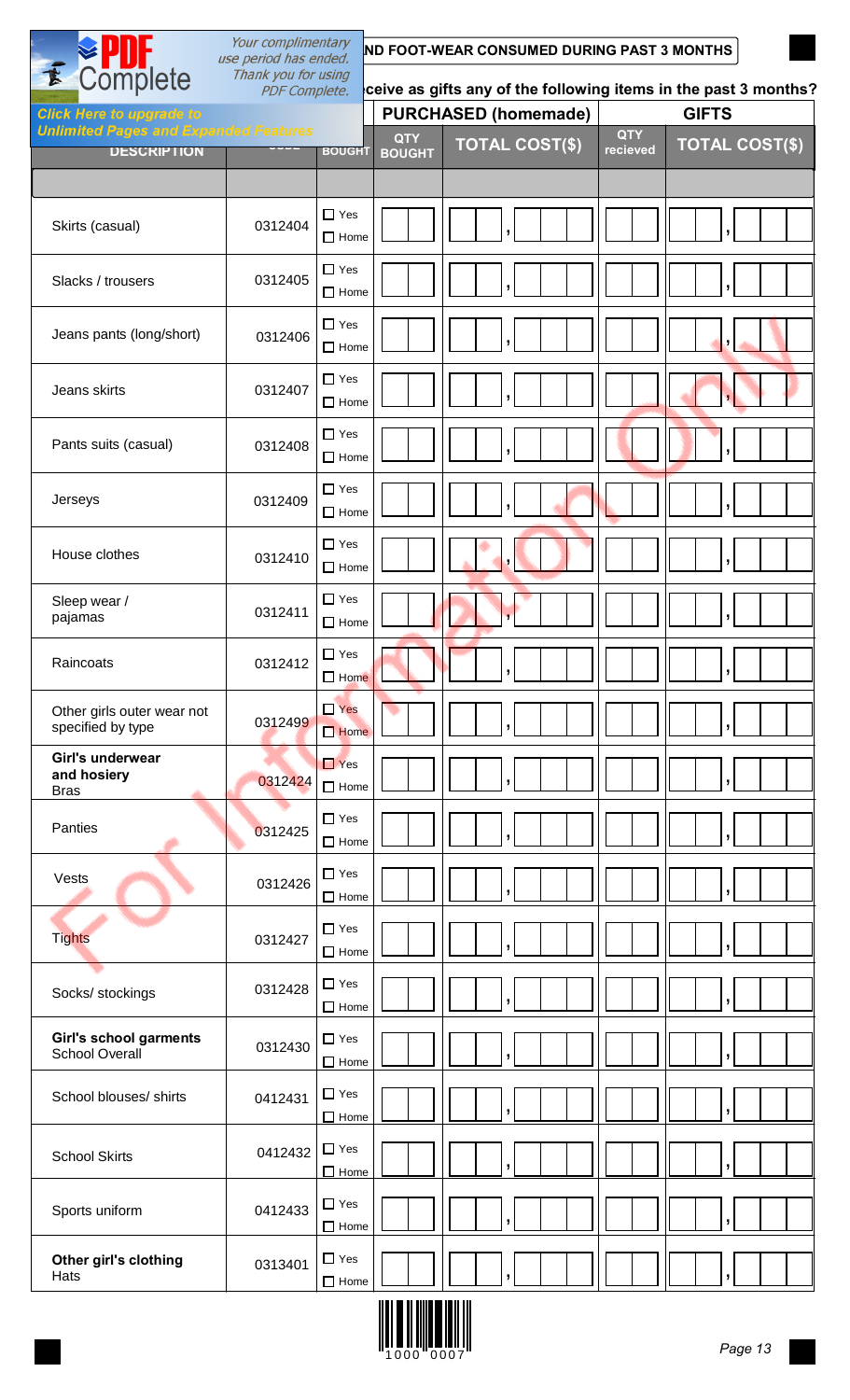**…ND FOOT-WEAR CONSUMED DURING PAST 3 MONTHS**

**…ceive as gifts any of the following items in the past 3 months?**

| DESCRIPTION | CODE | BOUGHT | PURCHASED (homemade) QTY BOUGHT | PURCHASED (homemade) TOTAL COST($) | GIFTS QTY recieved | GIFTS TOTAL COST($) |
|---|---|---|---|---|---|---|
| Skirts (casual) | 0312404 | ☐ Yes ☐ Home | | , | | , |
| Slacks / trousers | 0312405 | ☐ Yes ☐ Home | | , | | , |
| Jeans pants (long/short) | 0312406 | ☐ Yes ☐ Home | | , | | , |
| Jeans skirts | 0312407 | ☐ Yes ☐ Home | | , | | , |
| Pants suits (casual) | 0312408 | ☐ Yes ☐ Home | | , | | , |
| Jerseys | 0312409 | ☐ Yes ☐ Home | | , | | , |
| House clothes | 0312410 | ☐ Yes ☐ Home | | , | | , |
| Sleep wear / pajamas | 0312411 | ☐ Yes ☐ Home | | , | | , |
| Raincoats | 0312412 | ☐ Yes ☐ Home | | , | | , |
| Other girls outer wear not specified by type | 0312499 | ☐ Yes ☐ Home | | , | | , |
| **Girl's underwear and hosiery** Bras | 0312424 | ☐ Yes ☐ Home | | , | | , |
| Panties | 0312425 | ☐ Yes ☐ Home | | , | | , |
| Vests | 0312426 | ☐ Yes ☐ Home | | , | | , |
| Tights | 0312427 | ☐ Yes ☐ Home | | , | | , |
| Socks/ stockings | 0312428 | ☐ Yes ☐ Home | | , | | , |
| **Girl's school garments** School Overall | 0312430 | ☐ Yes ☐ Home | | , | | , |
| School blouses/ shirts | 0412431 | ☐ Yes ☐ Home | | , | | , |
| School Skirts | 0412432 | ☐ Yes ☐ Home | | , | | , |
| Sports uniform | 0412433 | ☐ Yes ☐ Home | | , | | , |
| **Other girl's clothing** Hats | 0313401 | ☐ Yes ☐ Home | | , | | , |

1000 0007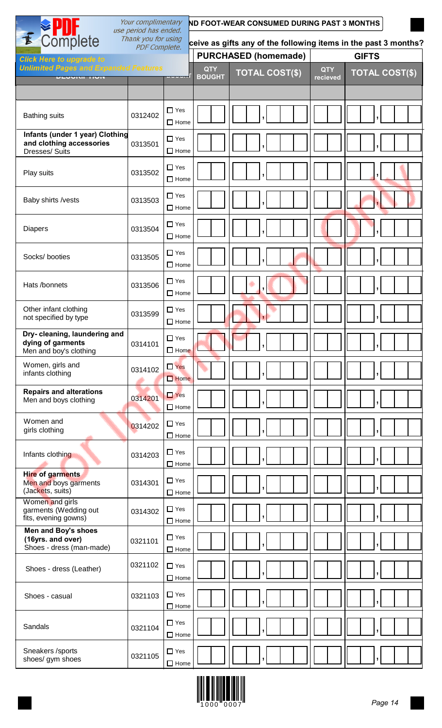## ...ND FOOT-WEAR CONSUMED DURING PAST 3 MONTHS

...ceive as gifts any of the following items in the past 3 months?

| DESCRIPTION | CODE | | PURCHASED (homemade) | | GIFTS | |
|---|---|---|---|---|---|---|
| | | | QTY BOUGHT | TOTAL COST($) | QTY recieved | TOTAL COST($) |
| Bathing suits | 0312402 | ☐ Yes ☐ Home | | , | | , |
| **Infants (under 1 year) Clothing and clothing accessories** Dresses/ Suits | 0313501 | ☐ Yes ☐ Home | | , | | , |
| Play suits | 0313502 | ☐ Yes ☐ Home | | , | | , |
| Baby shirts /vests | 0313503 | ☐ Yes ☐ Home | | , | | , |
| Diapers | 0313504 | ☐ Yes ☐ Home | | , | | , |
| Socks/ booties | 0313505 | ☐ Yes ☐ Home | | , | | , |
| Hats /bonnets | 0313506 | ☐ Yes ☐ Home | | , | | , |
| Other infant clothing not specified by type | 0313599 | ☐ Yes ☐ Home | | , | | , |
| **Dry- cleaning, laundering and dying of garments** Men and boy's clothing | 0314101 | ☐ Yes ☐ Home | | , | | , |
| Women, girls and infants clothing | 0314102 | ☐ Yes ☐ Home | | , | | , |
| **Repairs and alterations** Men and boys clothing | 0314201 | ☐ Yes ☐ Home | | , | | , |
| Women and girls clothing | 0314202 | ☐ Yes ☐ Home | | , | | , |
| Infants clothing | 0314203 | ☐ Yes ☐ Home | | , | | , |
| **Hire of garments** Men and boys garments (Jackets, suits) | 0314301 | ☐ Yes ☐ Home | | , | | , |
| Women and girls garments (Wedding out fits, evening gowns) | 0314302 | ☐ Yes ☐ Home | | , | | , |
| **Men and Boy's shoes (16yrs. and over)** Shoes - dress (man-made) | 0321101 | ☐ Yes ☐ Home | | , | | , |
| Shoes - dress (Leather) | 0321102 | ☐ Yes ☐ Home | | , | | , |
| Shoes - casual | 0321103 | ☐ Yes ☐ Home | | , | | , |
| Sandals | 0321104 | ☐ Yes ☐ Home | | , | | , |
| Sneakers /sports shoes/ gym shoes | 0321105 | ☐ Yes ☐ Home | | , | | , |

1000 0007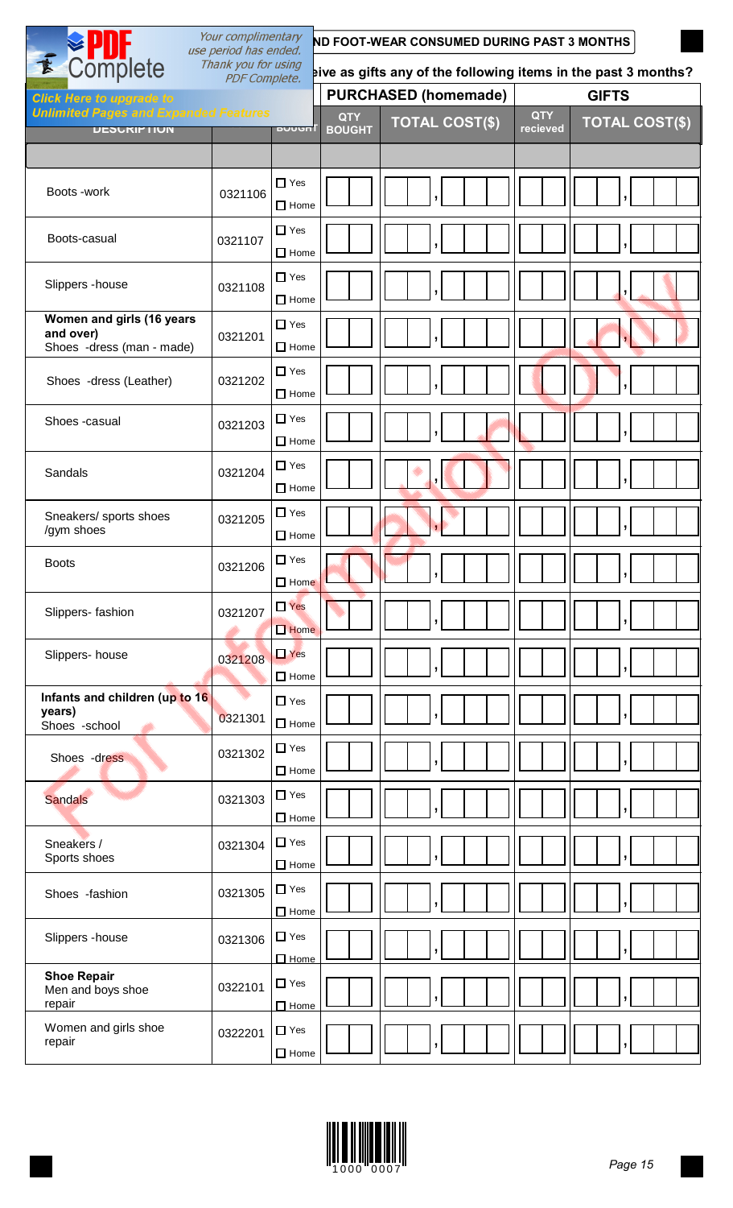**...ND FOOT-WEAR CONSUMED DURING PAST 3 MONTHS**

**...eive as gifts any of the following items in the past 3 months?**

| DESCRIPTION | | BOUGHT | PURCHASED (homemade) | | GIFTS | |
|---|---|---|---|---|---|---|
| | | | QTY BOUGHT | TOTAL COST($) | QTY recieved | TOTAL COST($) |
| | | | | | | |
| Boots -work | 0321106 | ☐ Yes ☐ Home | | , | | , |
| Boots-casual | 0321107 | ☐ Yes ☐ Home | | , | | , |
| Slippers -house | 0321108 | ☐ Yes ☐ Home | | , | | , |
| **Women and girls (16 years and over)** Shoes -dress (man - made) | 0321201 | ☐ Yes ☐ Home | | , | | , |
| Shoes -dress (Leather) | 0321202 | ☐ Yes ☐ Home | | , | | , |
| Shoes -casual | 0321203 | ☐ Yes ☐ Home | | , | | , |
| Sandals | 0321204 | ☐ Yes ☐ Home | | , | | , |
| Sneakers/ sports shoes /gym shoes | 0321205 | ☐ Yes ☐ Home | | , | | , |
| Boots | 0321206 | ☐ Yes ☐ Home | | , | | , |
| Slippers- fashion | 0321207 | ☐ Yes ☐ Home | | , | | , |
| Slippers- house | 0321208 | ☐ Yes ☐ Home | | , | | , |
| **Infants and children (up to 16 years)** Shoes -school | 0321301 | ☐ Yes ☐ Home | | , | | , |
| Shoes -dress | 0321302 | ☐ Yes ☐ Home | | , | | , |
| Sandals | 0321303 | ☐ Yes ☐ Home | | , | | , |
| Sneakers / Sports shoes | 0321304 | ☐ Yes ☐ Home | | , | | , |
| Shoes -fashion | 0321305 | ☐ Yes ☐ Home | | , | | , |
| Slippers -house | 0321306 | ☐ Yes ☐ Home | | , | | , |
| **Shoe Repair** Men and boys shoe repair | 0322101 | ☐ Yes ☐ Home | | , | | , |
| Women and girls shoe repair | 0322201 | ☐ Yes ☐ Home | | , | | , |

1000 0007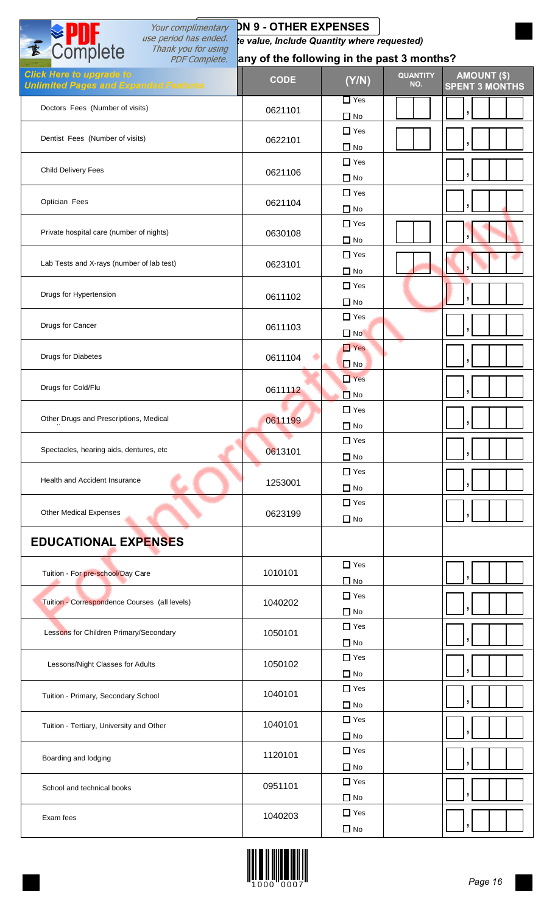## ...ON 9 - OTHER EXPENSES

*...te value, Include Quantity where requested)*

**...any of the following in the past 3 months?**

| | CODE | (Y/N) | QUANTITY NO. | AMOUNT ($) SPENT 3 MONTHS |
|---|---|---|---|---|
| Doctors Fees (Number of visits) | 0621101 | ☐ Yes ☐ No | | , |
| Dentist Fees (Number of visits) | 0622101 | ☐ Yes ☐ No | | , |
| Child Delivery Fees | 0621106 | ☐ Yes ☐ No | | , |
| Optician Fees | 0621104 | ☐ Yes ☐ No | | , |
| Private hospital care (number of nights) | 0630108 | ☐ Yes ☐ No | | , |
| Lab Tests and X-rays (number of lab test) | 0623101 | ☐ Yes ☐ No | | , |
| Drugs for Hypertension | 0611102 | ☐ Yes ☐ No | | , |
| Drugs for Cancer | 0611103 | ☐ Yes ☐ No | | , |
| Drugs for Diabetes | 0611104 | ☐ Yes ☐ No | | , |
| Drugs for Cold/Flu | 0611112 | ☐ Yes ☐ No | | , |
| Other Drugs and Prescriptions, Medical | 0611199 | ☐ Yes ☐ No | | , |
| Spectacles, hearing aids, dentures, etc | 0613101 | ☐ Yes ☐ No | | , |
| Health and Accident Insurance | 1253001 | ☐ Yes ☐ No | | , |
| Other Medical Expenses | 0623199 | ☐ Yes ☐ No | | , |
| **EDUCATIONAL EXPENSES** | | | | |
| Tuition - For pre-school/Day Care | 1010101 | ☐ Yes ☐ No | | , |
| Tuition - Correspondence Courses (all levels) | 1040202 | ☐ Yes ☐ No | | , |
| Lessons for Children Primary/Secondary | 1050101 | ☐ Yes ☐ No | | , |
| Lessons/Night Classes for Adults | 1050102 | ☐ Yes ☐ No | | , |
| Tuition - Primary, Secondary School | 1040101 | ☐ Yes ☐ No | | , |
| Tuition - Tertiary, University and Other | 1040101 | ☐ Yes ☐ No | | , |
| Boarding and lodging | 1120101 | ☐ Yes ☐ No | | , |
| School and technical books | 0951101 | ☐ Yes ☐ No | | , |
| Exam fees | 1040203 | ☐ Yes ☐ No | | , |

1000 0007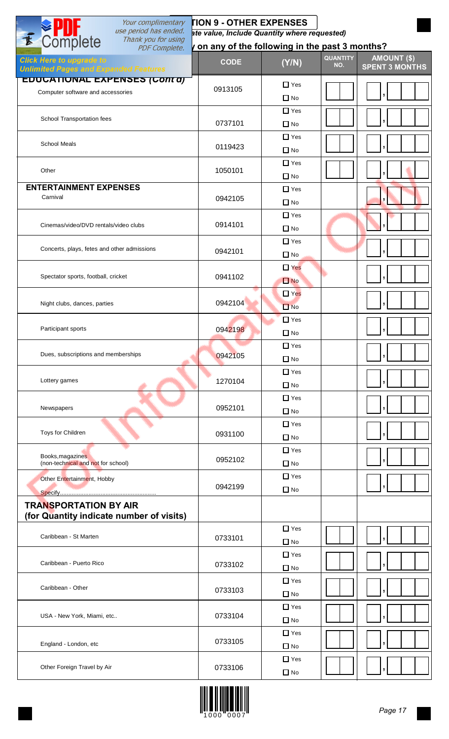**TION 9 - OTHER EXPENSES**

*ate value, Include Quantity where requested)*

**/ on any of the following in the past 3 months?**

| | CODE | (Y/N) | QUANTITY NO. | AMOUNT ($) SPENT 3 MONTHS |
|---|---|---|---|---|
| **EDUCATIONAL EXPENSES (Cont'd)** | | | | |
| Computer software and accessories | 0913105 | ☐ Yes ☐ No | | , |
| School Transportation fees | 0737101 | ☐ Yes ☐ No | | , |
| School Meals | 0119423 | ☐ Yes ☐ No | | , |
| Other | 1050101 | ☐ Yes ☐ No | | , |
| **ENTERTAINMENT EXPENSES** | | | | |
| Carnival | 0942105 | ☐ Yes ☐ No | | , |
| Cinemas/video/DVD rentals/video clubs | 0914101 | ☐ Yes ☐ No | | , |
| Concerts, plays, fetes and other admissions | 0942101 | ☐ Yes ☐ No | | , |
| Spectator sports, football, cricket | 0941102 | ☐ Yes ☐ No | | , |
| Night clubs, dances, parties | 0942104 | ☐ Yes ☐ No | | , |
| Participant sports | 0942198 | ☐ Yes ☐ No | | , |
| Dues, subscriptions and memberships | 0942105 | ☐ Yes ☐ No | | , |
| Lottery games | 1270104 | ☐ Yes ☐ No | | , |
| Newspapers | 0952101 | ☐ Yes ☐ No | | , |
| Toys for Children | 0931100 | ☐ Yes ☐ No | | , |
| Books,magazines (non-technical and not for school) | 0952102 | ☐ Yes ☐ No | | , |
| Other Entertainment, Hobby Specify........................................................ | 0942199 | ☐ Yes ☐ No | | , |
| **TRANSPORTATION BY AIR (for Quantity indicate number of visits)** | | | | |
| Caribbean - St Marten | 0733101 | ☐ Yes ☐ No | | , |
| Caribbean - Puerto Rico | 0733102 | ☐ Yes ☐ No | | , |
| Caribbean - Other | 0733103 | ☐ Yes ☐ No | | , |
| USA - New York, Miami, etc.. | 0733104 | ☐ Yes ☐ No | | , |
| England - London, etc | 0733105 | ☐ Yes ☐ No | | , |
| Other Foreign Travel by Air | 0733106 | ☐ Yes ☐ No | | , |

1000 0007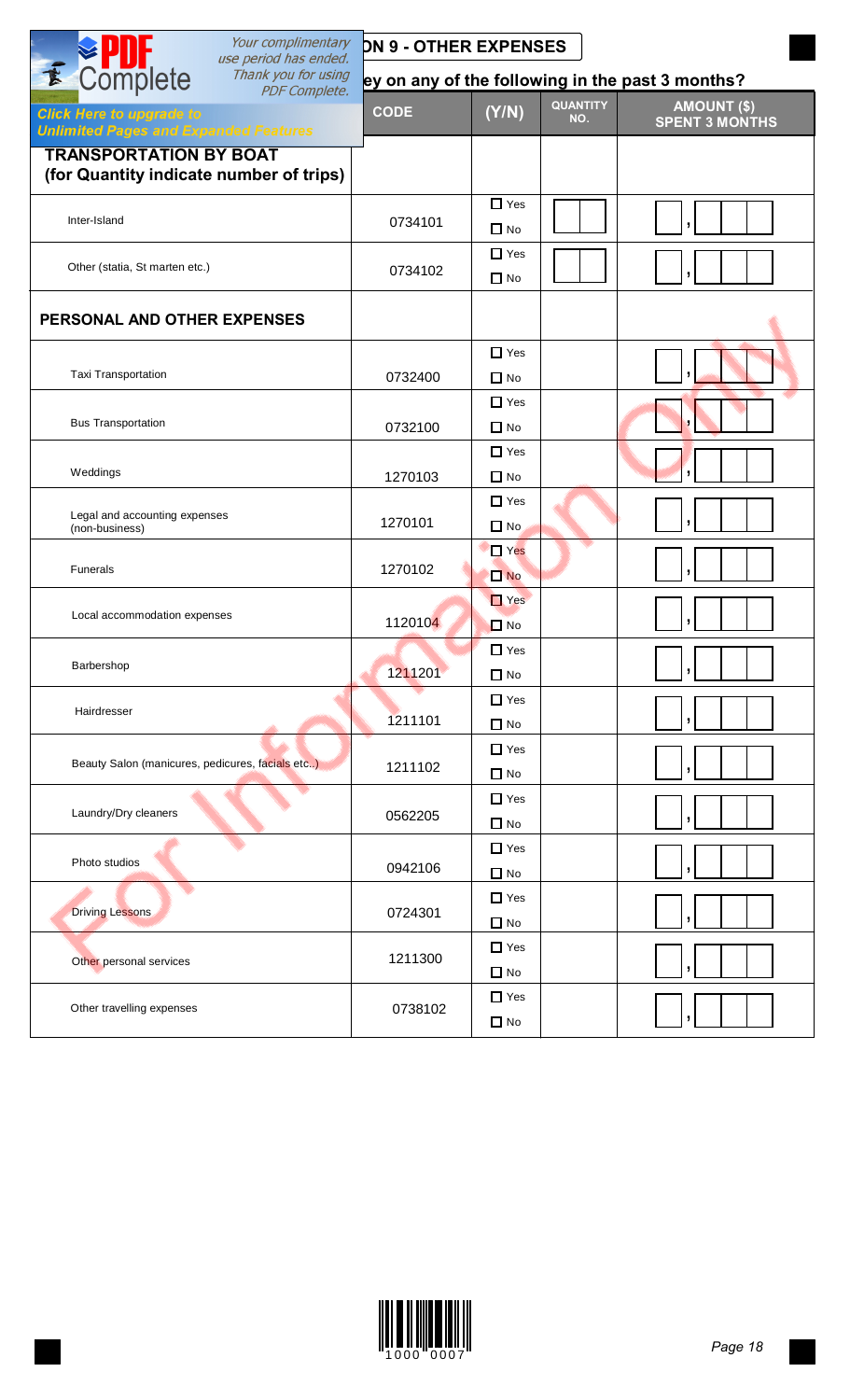## SECTION 9 - OTHER EXPENSES

### ...ey on any of the following in the past 3 months?

| | CODE | (Y/N) | QUANTITY NO. | AMOUNT ($) SPENT 3 MONTHS |
|---|---|---|---|---|
| **TRANSPORTATION BY BOAT (for Quantity indicate number of trips)** | | | | |
| Inter-Island | 0734101 | ☐ Yes ☐ No | | , |
| Other (statia, St marten etc.) | 0734102 | ☐ Yes ☐ No | | , |
| **PERSONAL AND OTHER EXPENSES** | | | | |
| Taxi Transportation | 0732400 | ☐ Yes ☐ No | | , |
| Bus Transportation | 0732100 | ☐ Yes ☐ No | | , |
| Weddings | 1270103 | ☐ Yes ☐ No | | , |
| Legal and accounting expenses (non-business) | 1270101 | ☐ Yes ☐ No | | , |
| Funerals | 1270102 | ☐ Yes ☐ No | | , |
| Local accommodation expenses | 1120104 | ☐ Yes ☐ No | | , |
| Barbershop | 1211201 | ☐ Yes ☐ No | | , |
| Hairdresser | 1211101 | ☐ Yes ☐ No | | , |
| Beauty Salon (manicures, pedicures, facials etc..) | 1211102 | ☐ Yes ☐ No | | , |
| Laundry/Dry cleaners | 0562205 | ☐ Yes ☐ No | | , |
| Photo studios | 0942106 | ☐ Yes ☐ No | | , |
| Driving Lessons | 0724301 | ☐ Yes ☐ No | | , |
| Other personal services | 1211300 | ☐ Yes ☐ No | | , |
| Other travelling expenses | 0738102 | ☐ Yes ☐ No | | , |

1000 0007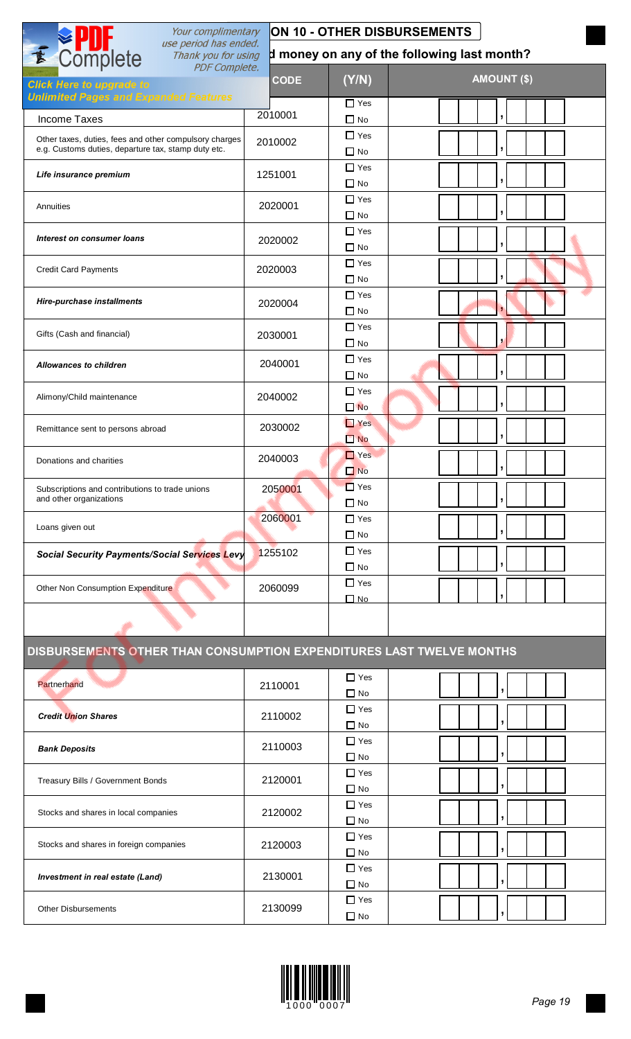## SECTION 10 - OTHER DISBURSEMENTS

**Did you spend money on any of the following last month?**

| | CODE | (Y/N) | AMOUNT ($) |
|---|---|---|---|
| Income Taxes | 2010001 | ☐ Yes ☐ No | , |
| Other taxes, duties, fees and other compulsory charges e.g. Customs duties, departure tax, stamp duty etc. | 2010002 | ☐ Yes ☐ No | , |
| ***Life insurance premium*** | 1251001 | ☐ Yes ☐ No | , |
| Annuities | 2020001 | ☐ Yes ☐ No | , |
| ***Interest on consumer loans*** | 2020002 | ☐ Yes ☐ No | , |
| Credit Card Payments | 2020003 | ☐ Yes ☐ No | , |
| ***Hire-purchase installments*** | 2020004 | ☐ Yes ☐ No | , |
| Gifts (Cash and financial) | 2030001 | ☐ Yes ☐ No | , |
| ***Allowances to children*** | 2040001 | ☐ Yes ☐ No | , |
| Alimony/Child maintenance | 2040002 | ☐ Yes ☐ No | , |
| Remittance sent to persons abroad | 2030002 | ☐ Yes ☐ No | , |
| Donations and charities | 2040003 | ☐ Yes ☐ No | , |
| Subscriptions and contributions to trade unions and other organizations | 2050001 | ☐ Yes ☐ No | , |
| Loans given out | 2060001 | ☐ Yes ☐ No | , |
| ***Social Security Payments/Social Services Levy*** | 1255102 | ☐ Yes ☐ No | , |
| Other Non Consumption Expenditure | 2060099 | ☐ Yes ☐ No | , |

## DISBURSEMENTS OTHER THAN CONSUMPTION EXPENDITURES LAST TWELVE MONTHS

| | CODE | (Y/N) | AMOUNT ($) |
|---|---|---|---|
| Partnerhand | 2110001 | ☐ Yes ☐ No | , |
| ***Credit Union Shares*** | 2110002 | ☐ Yes ☐ No | , |
| ***Bank Deposits*** | 2110003 | ☐ Yes ☐ No | , |
| Treasury Bills / Government Bonds | 2120001 | ☐ Yes ☐ No | , |
| Stocks and shares in local companies | 2120002 | ☐ Yes ☐ No | , |
| Stocks and shares in foreign companies | 2120003 | ☐ Yes ☐ No | , |
| ***Investment in real estate (Land)*** | 2130001 | ☐ Yes ☐ No | , |
| Other Disbursements | 2130099 | ☐ Yes ☐ No | , |

1000 0007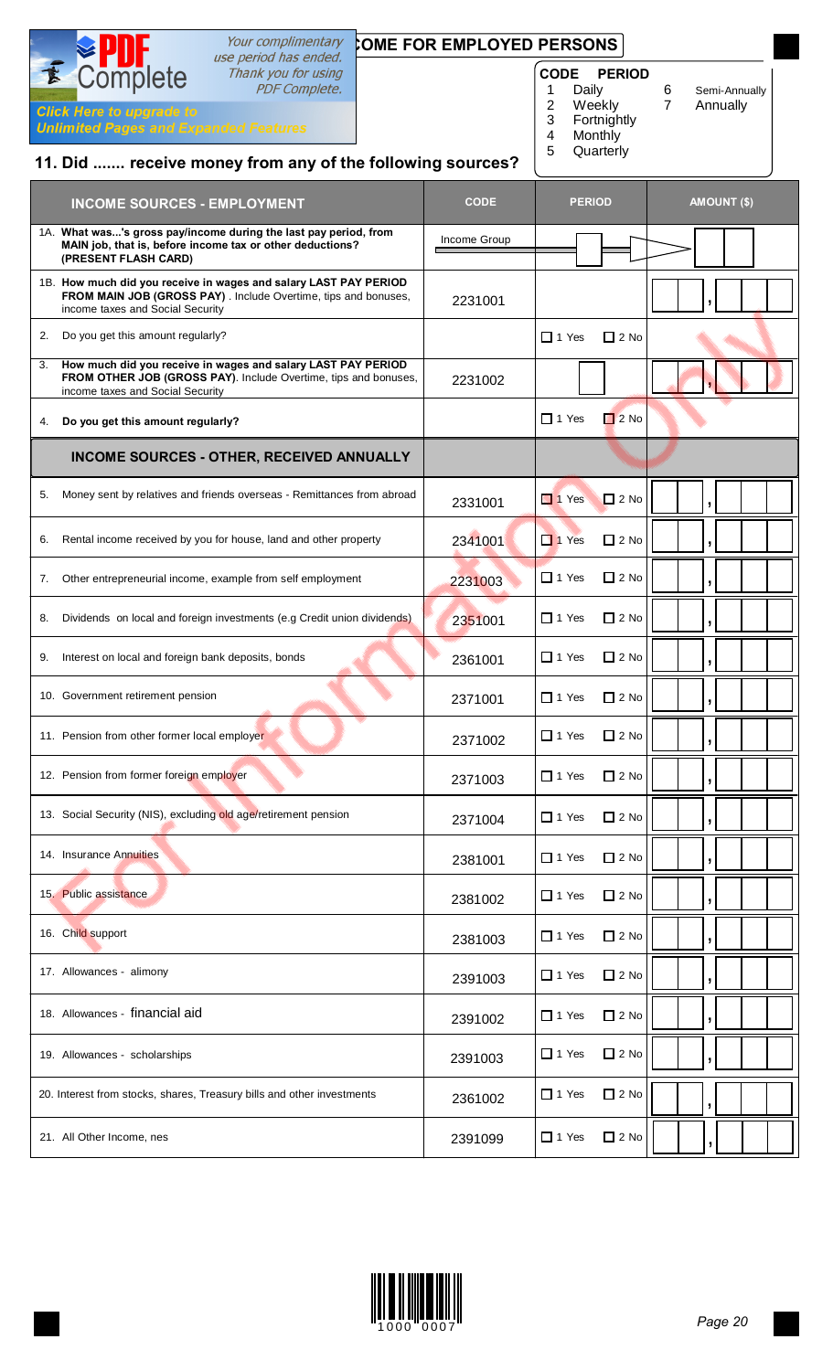## ...OME FOR EMPLOYED PERSONS

| CODE | PERIOD | | |
|---|---|---|---|
| 1 | Daily | 6 | Semi-Annually |
| 2 | Weekly | 7 | Annually |
| 3 | Fortnightly | | |
| 4 | Monthly | | |
| 5 | Quarterly | | |

### 11. Did ....... receive money from any of the following sources?

| INCOME SOURCES - EMPLOYMENT | CODE | PERIOD | AMOUNT ($) |
|---|---|---|---|
| 1A. **What was...'s gross pay/income during the last pay period, from MAIN job, that is, before income tax or other deductions? (PRESENT FLASH CARD)** | Income Group | | |
| 1B. **How much did you receive in wages and salary LAST PAY PERIOD FROM MAIN JOB (GROSS PAY)**. Include Overtime, tips and bonuses, income taxes and Social Security | 2231001 | | , |
| 2. Do you get this amount regularly? | | ☐ 1 Yes ☐ 2 No | |
| 3. **How much did you receive in wages and salary LAST PAY PERIOD FROM OTHER JOB (GROSS PAY)**. Include Overtime, tips and bonuses, income taxes and Social Security | 2231002 | | , |
| 4. **Do you get this amount regularly?** | | ☐ 1 Yes ☐ 2 No | |
| **INCOME SOURCES - OTHER, RECEIVED ANNUALLY** | | | |
| 5. Money sent by relatives and friends overseas - Remittances from abroad | 2331001 | ☐ 1 Yes ☐ 2 No | , |
| 6. Rental income received by you for house, land and other property | 2341001 | ☐ 1 Yes ☐ 2 No | , |
| 7. Other entrepreneurial income, example from self employment | 2231003 | ☐ 1 Yes ☐ 2 No | , |
| 8. Dividends on local and foreign investments (e.g Credit union dividends) | 2351001 | ☐ 1 Yes ☐ 2 No | , |
| 9. Interest on local and foreign bank deposits, bonds | 2361001 | ☐ 1 Yes ☐ 2 No | , |
| 10. Government retirement pension | 2371001 | ☐ 1 Yes ☐ 2 No | , |
| 11. Pension from other former local employer | 2371002 | ☐ 1 Yes ☐ 2 No | , |
| 12. Pension from former foreign employer | 2371003 | ☐ 1 Yes ☐ 2 No | , |
| 13. Social Security (NIS), excluding old age/retirement pension | 2371004 | ☐ 1 Yes ☐ 2 No | , |
| 14. Insurance Annuities | 2381001 | ☐ 1 Yes ☐ 2 No | , |
| 15. Public assistance | 2381002 | ☐ 1 Yes ☐ 2 No | , |
| 16. Child support | 2381003 | ☐ 1 Yes ☐ 2 No | , |
| 17. Allowances - alimony | 2391003 | ☐ 1 Yes ☐ 2 No | , |
| 18. Allowances - financial aid | 2391002 | ☐ 1 Yes ☐ 2 No | , |
| 19. Allowances - scholarships | 2391003 | ☐ 1 Yes ☐ 2 No | , |
| 20. Interest from stocks, shares, Treasury bills and other investments | 2361002 | ☐ 1 Yes ☐ 2 No | , |
| 21. All Other Income, nes | 2391099 | ☐ 1 Yes ☐ 2 No | , |

1000 0007